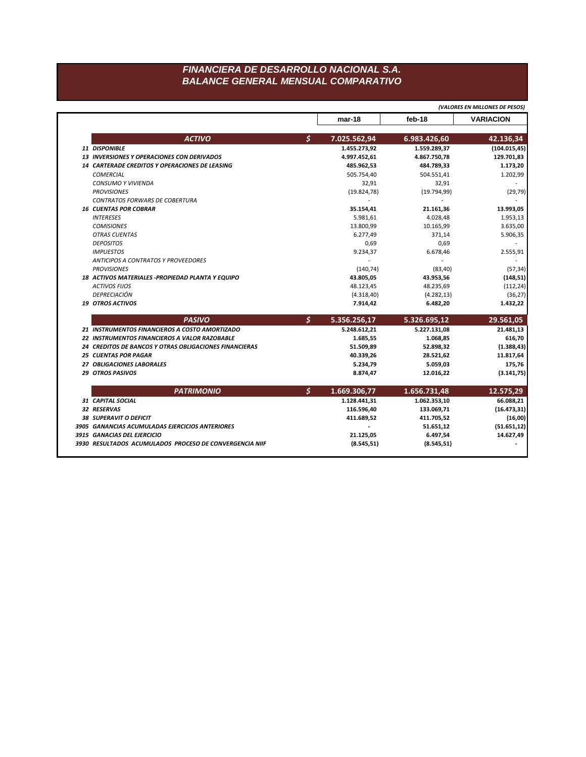# FINANCIERA DE DESARROLLO NACIONAL S.A.
## BALANCE GENERAL MENSUAL COMPARATIVO

*(VALORES EN MILLONES DE PESOS)*

| | | mar-18 | feb-18 | VARIACION |
|---|---|---|---|---|
| **ACTIVO** | **$** | **7.025.562,94** | **6.983.426,60** | **42.136,34** |
| **11 DISPONIBLE** | | **1.455.273,92** | **1.559.289,37** | **(104.015,45)** |
| **13 INVERSIONES Y OPERACIONES CON DERIVADOS** | | **4.997.452,61** | **4.867.750,78** | **129.701,83** |
| **14 CARTERADE CREDITOS Y OPERACIONES DE LEASING** | | **485.962,53** | **484.789,33** | **1.173,20** |
| *COMERCIAL* | | 505.754,40 | 504.551,41 | 1.202,99 |
| *CONSUMO Y VIVIENDA* | | 32,91 | 32,91 | - |
| *PROVISIONES* | | (19.824,78) | (19.794,99) | (29,79) |
| *CONTRATOS FORWARS DE COBERTURA* | | - | - | - |
| **16 CUENTAS POR COBRAR** | | **35.154,41** | **21.161,36** | **13.993,05** |
| *INTERESES* | | 5.981,61 | 4.028,48 | 1.953,13 |
| *COMISIONES* | | 13.800,99 | 10.165,99 | 3.635,00 |
| *OTRAS CUENTAS* | | 6.277,49 | 371,14 | 5.906,35 |
| *DEPOSITOS* | | 0,69 | 0,69 | - |
| *IMPUESTOS* | | 9.234,37 | 6.678,46 | 2.555,91 |
| *ANTICIPOS A CONTRATOS Y PROVEEDORES* | | - | - | - |
| *PROVISIONES* | | (140,74) | (83,40) | (57,34) |
| **18 ACTIVOS MATERIALES -PROPIEDAD PLANTA Y EQUIPO** | | **43.805,05** | **43.953,56** | **(148,51)** |
| *ACTIVOS FIJOS* | | 48.123,45 | 48.235,69 | (112,24) |
| *DEPRECIACIÓN* | | (4.318,40) | (4.282,13) | (36,27) |
| **19 OTROS ACTIVOS** | | **7.914,42** | **6.482,20** | **1.432,22** |
| **PASIVO** | **$** | **5.356.256,17** | **5.326.695,12** | **29.561,05** |
| **21 INSTRUMENTOS FINANCIEROS A COSTO AMORTIZADO** | | **5.248.612,21** | **5.227.131,08** | **21.481,13** |
| **22 INSTRUMENTOS FINANCIEROS A VALOR RAZOBABLE** | | **1.685,55** | **1.068,85** | **616,70** |
| **24 CREDITOS DE BANCOS Y OTRAS OBLIGACIONES FINANCIERAS** | | **51.509,89** | **52.898,32** | **(1.388,43)** |
| **25 CUENTAS POR PAGAR** | | **40.339,26** | **28.521,62** | **11.817,64** |
| **27 OBLIGACIONES LABORALES** | | **5.234,79** | **5.059,03** | **175,76** |
| **29 OTROS PASIVOS** | | **8.874,47** | **12.016,22** | **(3.141,75)** |
| **PATRIMONIO** | **$** | **1.669.306,77** | **1.656.731,48** | **12.575,29** |
| **31 CAPITAL SOCIAL** | | **1.128.441,31** | **1.062.353,10** | **66.088,21** |
| **32 RESERVAS** | | **116.596,40** | **133.069,71** | **(16.473,31)** |
| **38 SUPERAVIT O DEFICIT** | | **411.689,52** | **411.705,52** | **(16,00)** |
| **3905 GANANCIAS ACUMULADAS EJERCICIOS ANTERIORES** | | **-** | **51.651,12** | **(51.651,12)** |
| **3915 GANACIAS DEL EJERCICIO** | | **21.125,05** | **6.497,54** | **14.627,49** |
| **3930 RESULTADOS ACUMULADOS PROCESO DE CONVERGENCIA NIIF** | | **(8.545,51)** | **(8.545,51)** | **-** |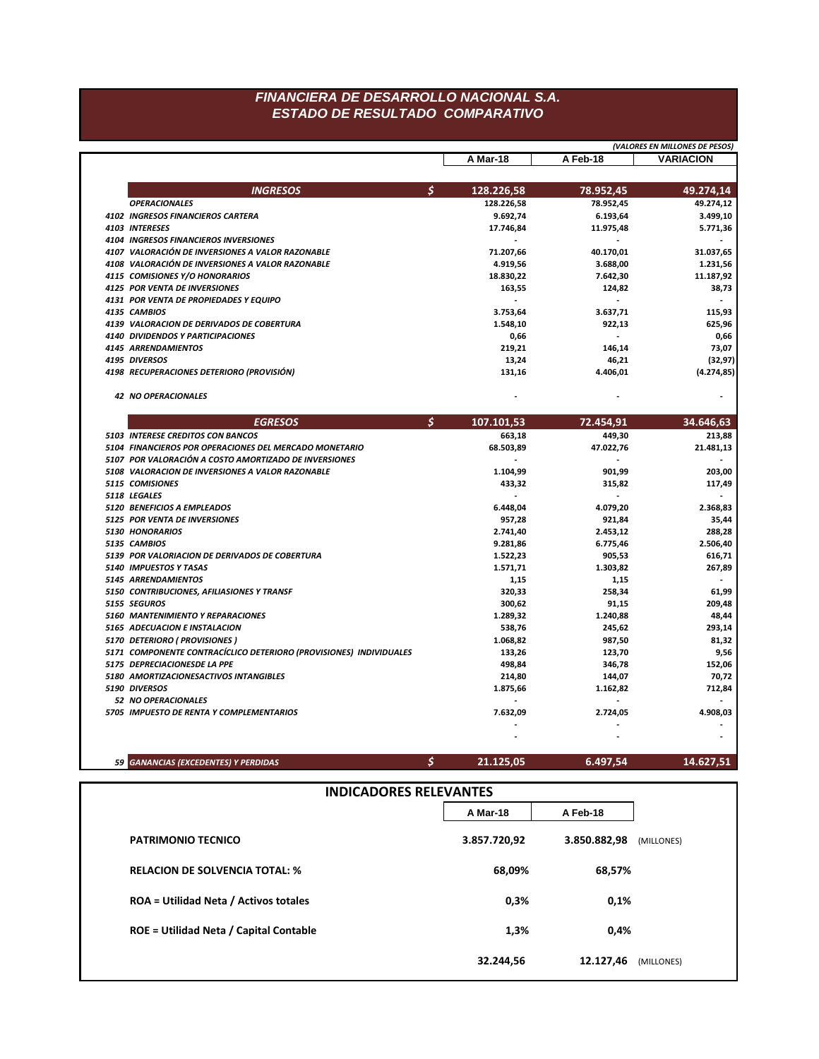# FINANCIERA DE DESARROLLO NACIONAL S.A.
## ESTADO DE RESULTADO COMPARATIVO

*(VALORES EN MILLONES DE PESOS)*

| | | A Mar-18 | A Feb-18 | VARIACION |
|---|---|---|---|---|
| **INGRESOS** | $ | **128.226,58** | **78.952,45** | **49.274,14** |
| **OPERACIONALES** | | 128.226,58 | 78.952,45 | 49.274,12 |
| 4102 INGRESOS FINANCIEROS CARTERA | | 9.692,74 | 6.193,64 | 3.499,10 |
| 4103 INTERESES | | 17.746,84 | 11.975,48 | 5.771,36 |
| 4104 INGRESOS FINANCIEROS INVERSIONES | | - | - | - |
| 4107 VALORACIÓN DE INVERSIONES A VALOR RAZONABLE | | 71.207,66 | 40.170,01 | 31.037,65 |
| 4108 VALORACIÓN DE INVERSIONES A VALOR RAZONABLE | | 4.919,56 | 3.688,00 | 1.231,56 |
| 4115 COMISIONES Y/O HONORARIOS | | 18.830,22 | 7.642,30 | 11.187,92 |
| 4125 POR VENTA DE INVERSIONES | | 163,55 | 124,82 | 38,73 |
| 4131 POR VENTA DE PROPIEDADES Y EQUIPO | | - | - | - |
| 4135 CAMBIOS | | 3.753,64 | 3.637,71 | 115,93 |
| 4139 VALORACION DE DERIVADOS DE COBERTURA | | 1.548,10 | 922,13 | 625,96 |
| 4140 DIVIDENDOS Y PARTICIPACIONES | | 0,66 | - | 0,66 |
| 4145 ARRENDAMIENTOS | | 219,21 | 146,14 | 73,07 |
| 4195 DIVERSOS | | 13,24 | 46,21 | (32,97) |
| 4198 RECUPERACIONES DETERIORO (PROVISIÓN) | | 131,16 | 4.406,01 | (4.274,85) |
| 42 NO OPERACIONALES | | - | - | - |
| **EGRESOS** | $ | **107.101,53** | **72.454,91** | **34.646,63** |
| 5103 INTERESE CREDITOS CON BANCOS | | 663,18 | 449,30 | 213,88 |
| 5104 FINANCIEROS POR OPERACIONES DEL MERCADO MONETARIO | | 68.503,89 | 47.022,76 | 21.481,13 |
| 5107 POR VALORACIÓN A COSTO AMORTIZADO DE INVERSIONES | | - | - | - |
| 5108 VALORACION DE INVERSIONES A VALOR RAZONABLE | | 1.104,99 | 901,99 | 203,00 |
| 5115 COMISIONES | | 433,32 | 315,82 | 117,49 |
| 5118 LEGALES | | - | - | - |
| 5120 BENEFICIOS A EMPLEADOS | | 6.448,04 | 4.079,20 | 2.368,83 |
| 5125 POR VENTA DE INVERSIONES | | 957,28 | 921,84 | 35,44 |
| 5130 HONORARIOS | | 2.741,40 | 2.453,12 | 288,28 |
| 5135 CAMBIOS | | 9.281,86 | 6.775,46 | 2.506,40 |
| 5139 POR VALORIACION DE DERIVADOS DE COBERTURA | | 1.522,23 | 905,53 | 616,71 |
| 5140 IMPUESTOS Y TASAS | | 1.571,71 | 1.303,82 | 267,89 |
| 5145 ARRENDAMIENTOS | | 1,15 | 1,15 | - |
| 5150 CONTRIBUCIONES, AFILIASIONES Y TRANSF | | 320,33 | 258,34 | 61,99 |
| 5155 SEGUROS | | 300,62 | 91,15 | 209,48 |
| 5160 MANTENIMIENTO Y REPARACIONES | | 1.289,32 | 1.240,88 | 48,44 |
| 5165 ADECUACION E INSTALACION | | 538,76 | 245,62 | 293,14 |
| 5170 DETERIORO ( PROVISIONES ) | | 1.068,82 | 987,50 | 81,32 |
| 5171 COMPONENTE CONTRACÍCLICO DETERIORO (PROVISIONES) INDIVIDUALES | | 133,26 | 123,70 | 9,56 |
| 5175 DEPRECIACIONESDE LA PPE | | 498,84 | 346,78 | 152,06 |
| 5180 AMORTIZACIONESACTIVOS INTANGIBLES | | 214,80 | 144,07 | 70,72 |
| 5190 DIVERSOS | | 1.875,66 | 1.162,82 | 712,84 |
| 52 NO OPERACIONALES | | - | - | - |
| 5705 IMPUESTO DE RENTA Y COMPLEMENTARIOS | | 7.632,09 | 2.724,05 | 4.908,03 |
| | | - | - | - |
| | | - | - | - |
| **59 GANANCIAS (EXCEDENTES) Y PERDIDAS** | $ | **21.125,05** | **6.497,54** | **14.627,51** |

## INDICADORES RELEVANTES

| | A Mar-18 | A Feb-18 | |
|---|---|---|---|
| **PATRIMONIO TECNICO** | 3.857.720,92 | 3.850.882,98 | (MILLONES) |
| **RELACION DE SOLVENCIA TOTAL: %** | 68,09% | 68,57% | |
| **ROA = Utilidad Neta / Activos totales** | 0,3% | 0,1% | |
| **ROE = Utilidad Neta / Capital Contable** | 1,3% | 0,4% | |
| | 32.244,56 | 12.127,46 | (MILLONES) |